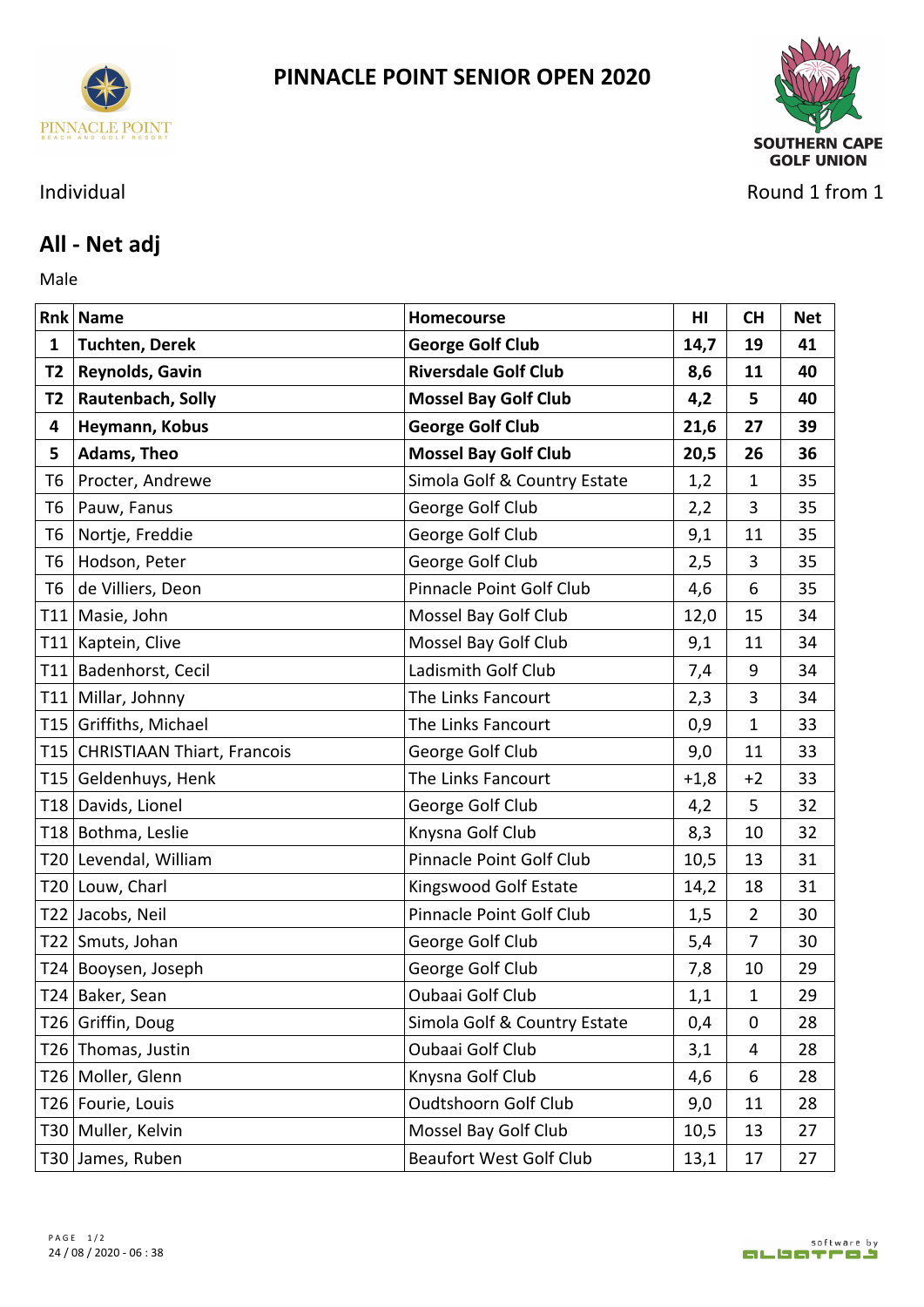# PINNACLE POINT SENIOR OPEN 2020

SOUTHERN CAPE GOLF UNION

Individual

Round 1 from 1

## All - Net adj

Male

| Rnk | Name | Homecourse | HI | CH | Net |
|---|---|---|---|---|---|
| **1** | **Tuchten, Derek** | **George Golf Club** | **14,7** | **19** | **41** |
| **T2** | **Reynolds, Gavin** | **Riversdale Golf Club** | **8,6** | **11** | **40** |
| **T2** | **Rautenbach, Solly** | **Mossel Bay Golf Club** | **4,2** | **5** | **40** |
| **4** | **Heymann, Kobus** | **George Golf Club** | **21,6** | **27** | **39** |
| **5** | **Adams, Theo** | **Mossel Bay Golf Club** | **20,5** | **26** | **36** |
| T6 | Procter, Andrewe | Simola Golf & Country Estate | 1,2 | 1 | 35 |
| T6 | Pauw, Fanus | George Golf Club | 2,2 | 3 | 35 |
| T6 | Nortje, Freddie | George Golf Club | 9,1 | 11 | 35 |
| T6 | Hodson, Peter | George Golf Club | 2,5 | 3 | 35 |
| T6 | de Villiers, Deon | Pinnacle Point Golf Club | 4,6 | 6 | 35 |
| T11 | Masie, John | Mossel Bay Golf Club | 12,0 | 15 | 34 |
| T11 | Kaptein, Clive | Mossel Bay Golf Club | 9,1 | 11 | 34 |
| T11 | Badenhorst, Cecil | Ladismith Golf Club | 7,4 | 9 | 34 |
| T11 | Millar, Johnny | The Links Fancourt | 2,3 | 3 | 34 |
| T15 | Griffiths, Michael | The Links Fancourt | 0,9 | 1 | 33 |
| T15 | CHRISTIAAN Thiart, Francois | George Golf Club | 9,0 | 11 | 33 |
| T15 | Geldenhuys, Henk | The Links Fancourt | +1,8 | +2 | 33 |
| T18 | Davids, Lionel | George Golf Club | 4,2 | 5 | 32 |
| T18 | Bothma, Leslie | Knysna Golf Club | 8,3 | 10 | 32 |
| T20 | Levendal, William | Pinnacle Point Golf Club | 10,5 | 13 | 31 |
| T20 | Louw, Charl | Kingswood Golf Estate | 14,2 | 18 | 31 |
| T22 | Jacobs, Neil | Pinnacle Point Golf Club | 1,5 | 2 | 30 |
| T22 | Smuts, Johan | George Golf Club | 5,4 | 7 | 30 |
| T24 | Booysen, Joseph | George Golf Club | 7,8 | 10 | 29 |
| T24 | Baker, Sean | Oubaai Golf Club | 1,1 | 1 | 29 |
| T26 | Griffin, Doug | Simola Golf & Country Estate | 0,4 | 0 | 28 |
| T26 | Thomas, Justin | Oubaai Golf Club | 3,1 | 4 | 28 |
| T26 | Moller, Glenn | Knysna Golf Club | 4,6 | 6 | 28 |
| T26 | Fourie, Louis | Oudtshoorn Golf Club | 9,0 | 11 | 28 |
| T30 | Muller, Kelvin | Mossel Bay Golf Club | 10,5 | 13 | 27 |
| T30 | James, Ruben | Beaufort West Golf Club | 13,1 | 17 | 27 |

24 / 08 / 2020 - 06 : 38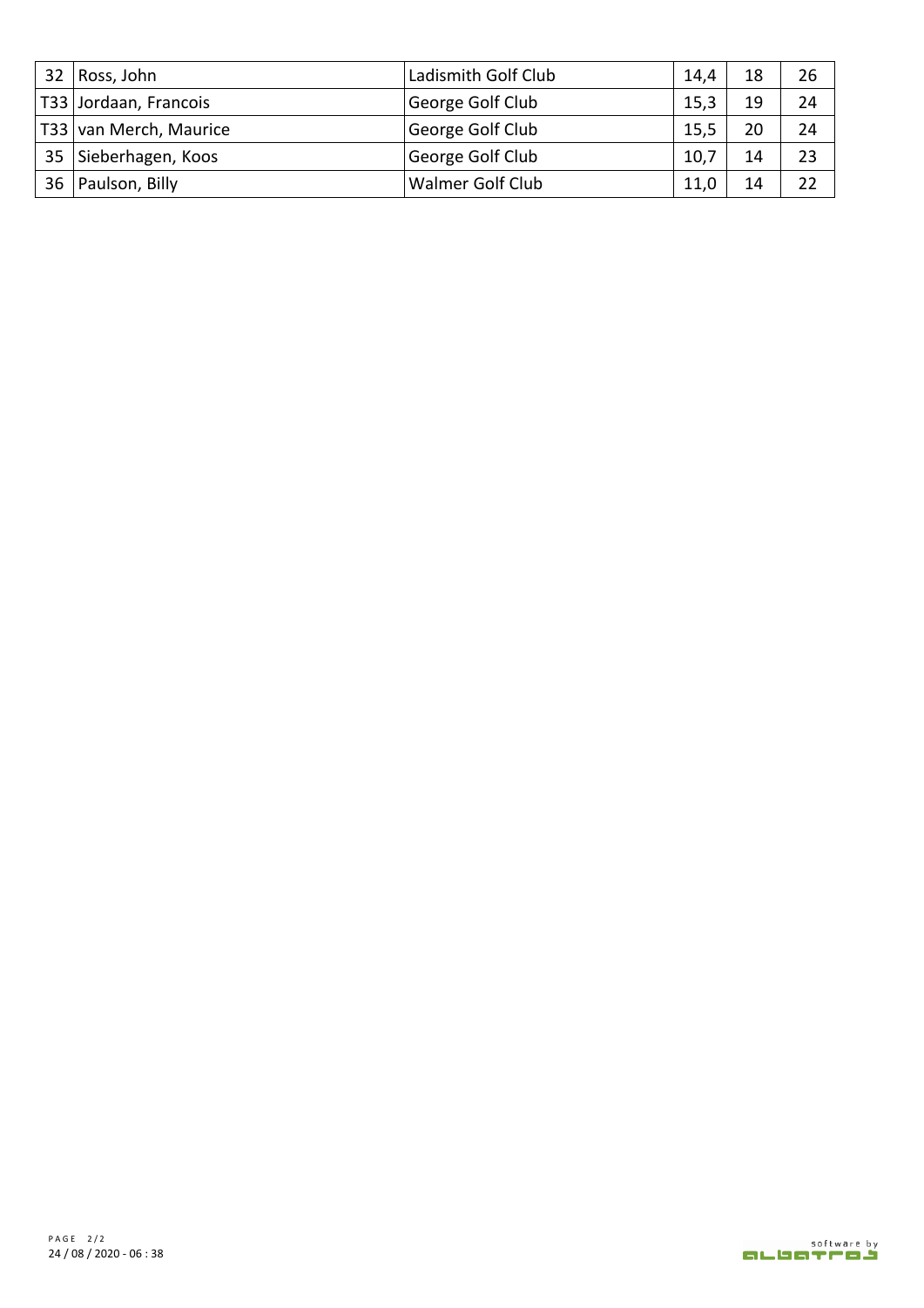| | | | | | |
|---|---|---|---|---|---|
| 32 | Ross, John | Ladismith Golf Club | 14,4 | 18 | 26 |
| T33 | Jordaan, Francois | George Golf Club | 15,3 | 19 | 24 |
| T33 | van Merch, Maurice | George Golf Club | 15,5 | 20 | 24 |
| 35 | Sieberhagen, Koos | George Golf Club | 10,7 | 14 | 23 |
| 36 | Paulson, Billy | Walmer Golf Club | 11,0 | 14 | 22 |

24 / 08 / 2020 - 06 : 38

software by albatros